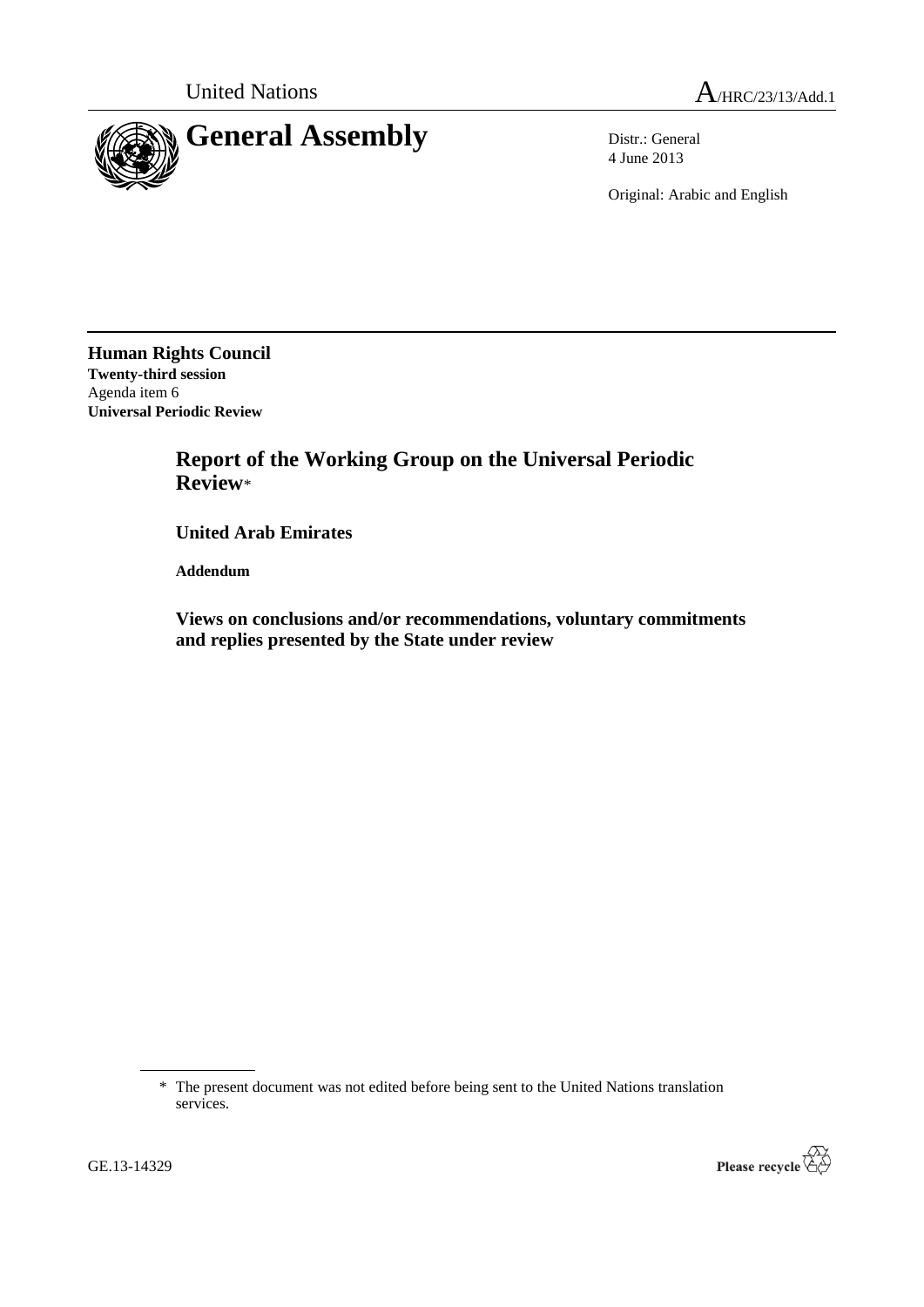United Nations

A/HRC/23/13/Add.1

# General Assembly

Distr.: General
4 June 2013

Original: Arabic and English

**Human Rights Council**
**Twenty-third session**
Agenda item 6
**Universal Periodic Review**

## Report of the Working Group on the Universal Periodic Review*

### United Arab Emirates

**Addendum**

### Views on conclusions and/or recommendations, voluntary commitments and replies presented by the State under review

* The present document was not edited before being sent to the United Nations translation services.

GE.13-14329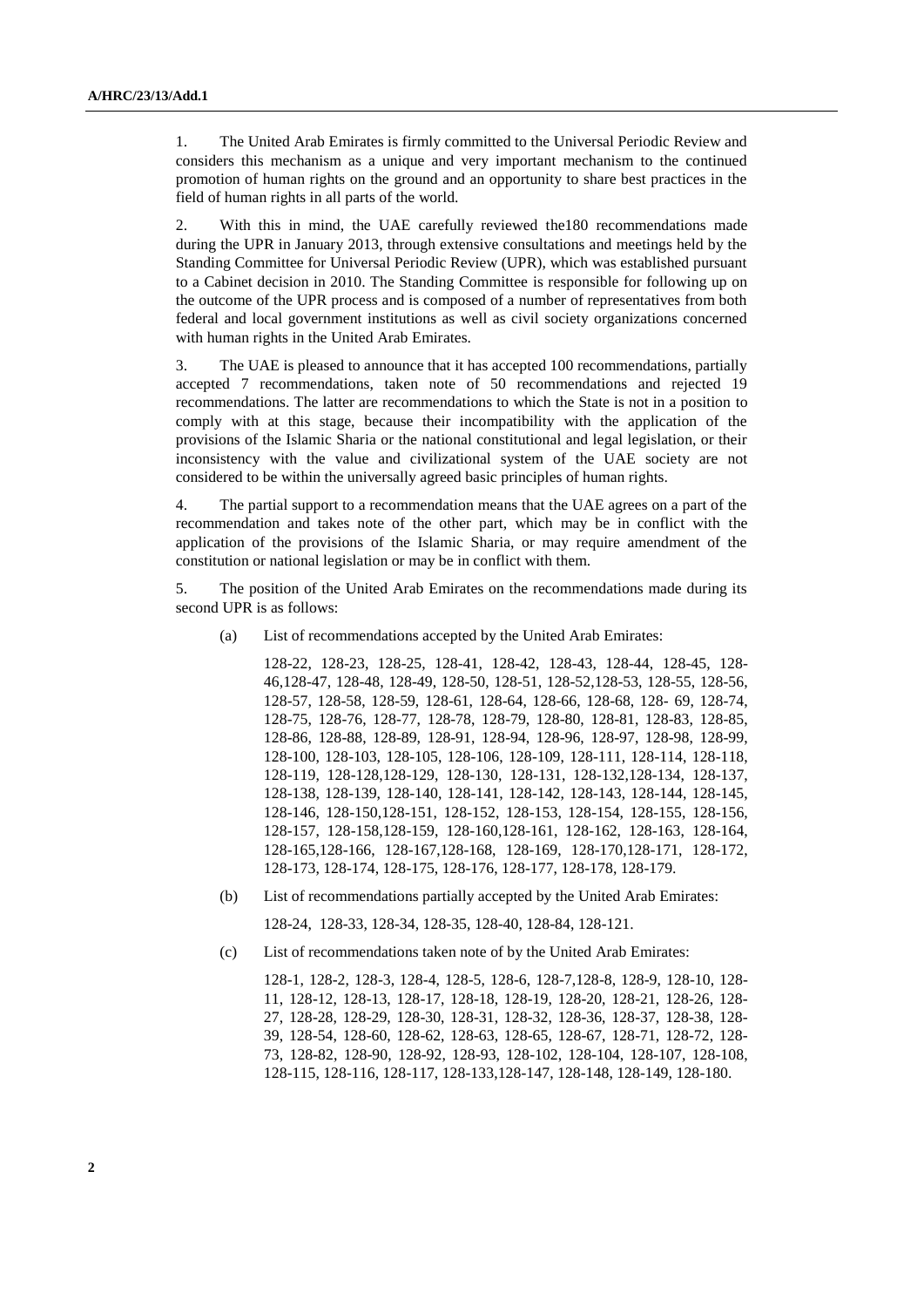1. The United Arab Emirates is firmly committed to the Universal Periodic Review and considers this mechanism as a unique and very important mechanism to the continued promotion of human rights on the ground and an opportunity to share best practices in the field of human rights in all parts of the world.

2. With this in mind, the UAE carefully reviewed the180 recommendations made during the UPR in January 2013, through extensive consultations and meetings held by the Standing Committee for Universal Periodic Review (UPR), which was established pursuant to a Cabinet decision in 2010. The Standing Committee is responsible for following up on the outcome of the UPR process and is composed of a number of representatives from both federal and local government institutions as well as civil society organizations concerned with human rights in the United Arab Emirates.

3. The UAE is pleased to announce that it has accepted 100 recommendations, partially accepted 7 recommendations, taken note of 50 recommendations and rejected 19 recommendations. The latter are recommendations to which the State is not in a position to comply with at this stage, because their incompatibility with the application of the provisions of the Islamic Sharia or the national constitutional and legal legislation, or their inconsistency with the value and civilizational system of the UAE society are not considered to be within the universally agreed basic principles of human rights.

4. The partial support to a recommendation means that the UAE agrees on a part of the recommendation and takes note of the other part, which may be in conflict with the application of the provisions of the Islamic Sharia, or may require amendment of the constitution or national legislation or may be in conflict with them.

5. The position of the United Arab Emirates on the recommendations made during its second UPR is as follows:

(a) List of recommendations accepted by the United Arab Emirates:

128-22, 128-23, 128-25, 128-41, 128-42, 128-43, 128-44, 128-45, 128-46,128-47, 128-48, 128-49, 128-50, 128-51, 128-52,128-53, 128-55, 128-56, 128-57, 128-58, 128-59, 128-61, 128-64, 128-66, 128-68, 128- 69, 128-74, 128-75, 128-76, 128-77, 128-78, 128-79, 128-80, 128-81, 128-83, 128-85, 128-86, 128-88, 128-89, 128-91, 128-94, 128-96, 128-97, 128-98, 128-99, 128-100, 128-103, 128-105, 128-106, 128-109, 128-111, 128-114, 128-118, 128-119, 128-128,128-129, 128-130, 128-131, 128-132,128-134, 128-137, 128-138, 128-139, 128-140, 128-141, 128-142, 128-143, 128-144, 128-145, 128-146, 128-150,128-151, 128-152, 128-153, 128-154, 128-155, 128-156, 128-157, 128-158,128-159, 128-160,128-161, 128-162, 128-163, 128-164, 128-165,128-166, 128-167,128-168, 128-169, 128-170,128-171, 128-172, 128-173, 128-174, 128-175, 128-176, 128-177, 128-178, 128-179.

(b) List of recommendations partially accepted by the United Arab Emirates:

128-24, 128-33, 128-34, 128-35, 128-40, 128-84, 128-121.

(c) List of recommendations taken note of by the United Arab Emirates:

128-1, 128-2, 128-3, 128-4, 128-5, 128-6, 128-7,128-8, 128-9, 128-10, 128-11, 128-12, 128-13, 128-17, 128-18, 128-19, 128-20, 128-21, 128-26, 128-27, 128-28, 128-29, 128-30, 128-31, 128-32, 128-36, 128-37, 128-38, 128-39, 128-54, 128-60, 128-62, 128-63, 128-65, 128-67, 128-71, 128-72, 128-73, 128-82, 128-90, 128-92, 128-93, 128-102, 128-104, 128-107, 128-108, 128-115, 128-116, 128-117, 128-133,128-147, 128-148, 128-149, 128-180.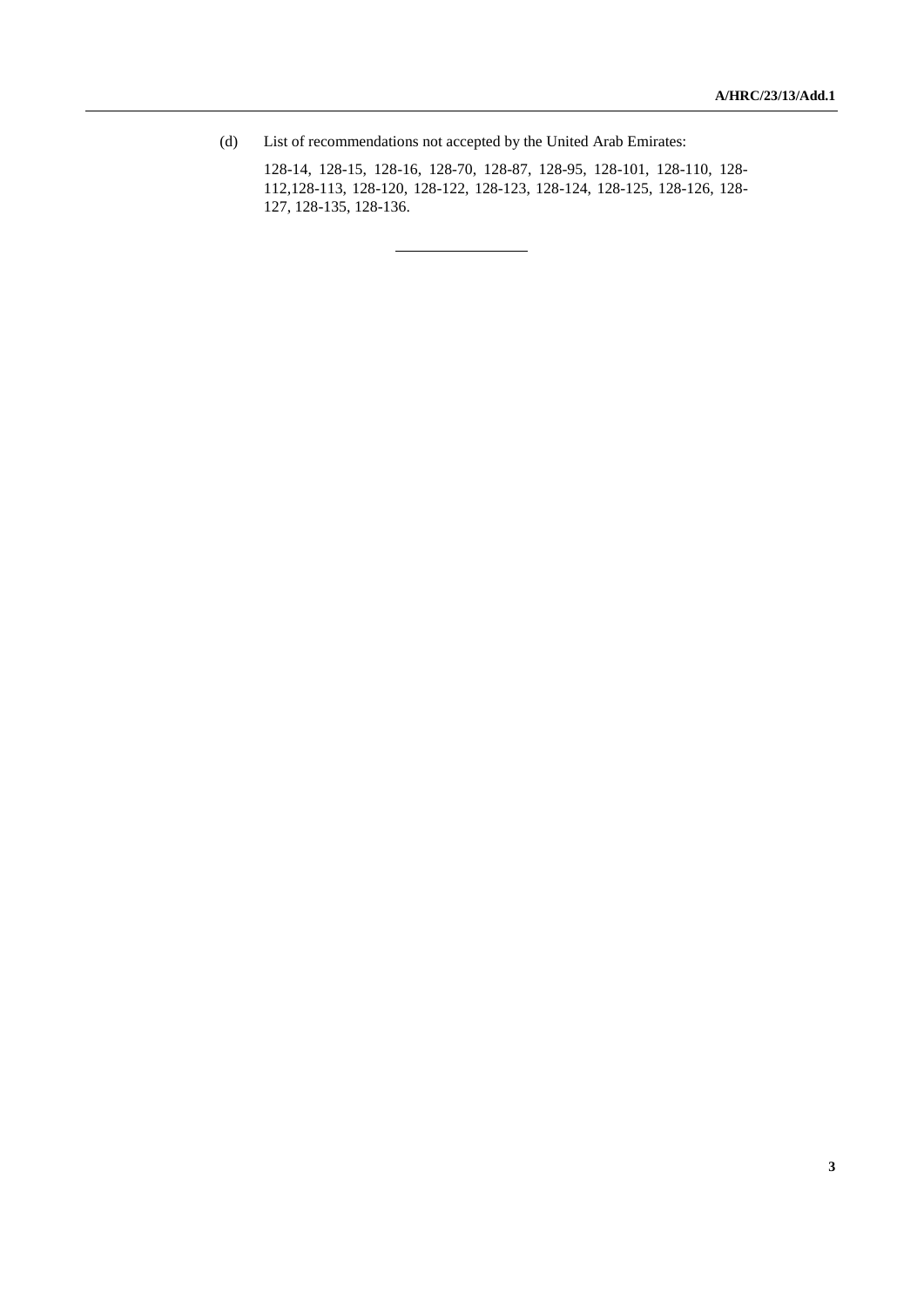(d) List of recommendations not accepted by the United Arab Emirates:

128-14, 128-15, 128-16, 128-70, 128-87, 128-95, 128-101, 128-110, 128-112,128-113, 128-120, 128-122, 128-123, 128-124, 128-125, 128-126, 128-127, 128-135, 128-136.